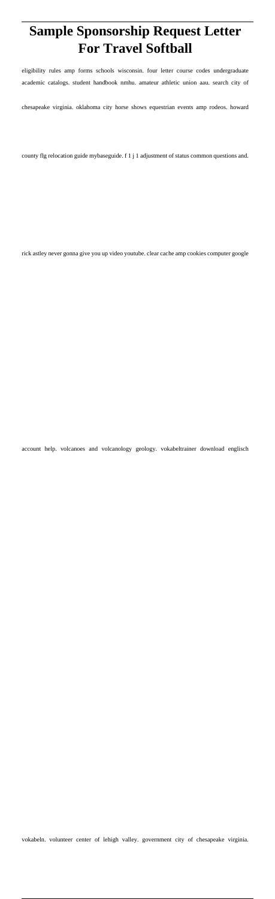# Sample Sponsorship Request Letter For Travel Softball

eligibility rules amp forms schools wisconsin. four letter course codes undergraduate academic catalogs. student handbook nmhu. amateur athletic union aau. search city of chesapeake virginia. oklahoma city horse shows equestrian events amp rodeos. howard county flg relocation guide mybaseguide. f 1 j 1 adjustment of status common questions and. rick astley never gonna give you up video youtube. clear cache amp cookies computer google account help. volcanoes and volcanology geology. vokabeltrainer download englisch vokabeln. volunteer center of lehigh valley. government city of chesapeake virginia.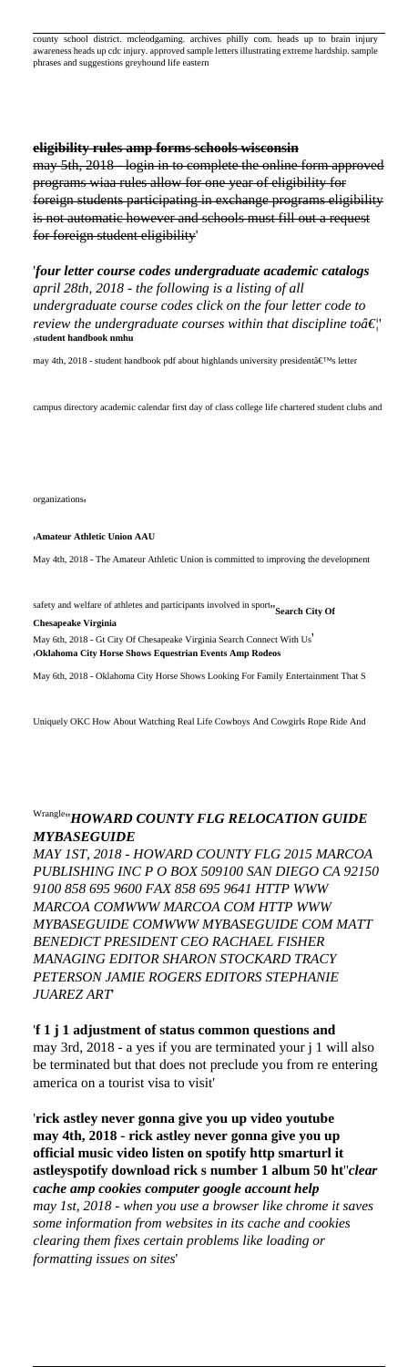county school district. mcleodgaming. archives philly com. heads up to brain injury awareness heads up cdc injury. approved sample letters illustrating extreme hardship. sample phrases and suggestions greyhound life eastern

**eligibility rules amp forms schools wisconsin**
may 5th, 2018 - login in to complete the online form approved programs wiaa rules allow for one year of eligibility for foreign students participating in exchange programs eligibility is not automatic however and schools must fill out a request for foreign student eligibility'

'*four letter course codes undergraduate academic catalogs*
*april 28th, 2018 - the following is a listing of all undergraduate course codes click on the four letter code to review the undergraduate courses within that discipline toâ€¦*''**student handbook nmhu**

may 4th, 2018 - student handbook pdf about highlands university presidentâ€™s letter campus directory academic calendar first day of class college life chartered student clubs and organizations'

'**Amateur Athletic Union AAU**

May 4th, 2018 - The Amateur Athletic Union is committed to improving the development safety and welfare of athletes and participants involved in sport''**Search City Of Chesapeake Virginia**

May 6th, 2018 - Gt City Of Chesapeake Virginia Search Connect With Us'
'**Oklahoma City Horse Shows Equestrian Events Amp Rodeos**

May 6th, 2018 - Oklahoma City Horse Shows Looking For Family Entertainment That S Uniquely OKC How About Watching Real Life Cowboys And Cowgirls Rope Ride And Wrangle''***HOWARD COUNTY FLG RELOCATION GUIDE MYBASEGUIDE***

*MAY 1ST, 2018 - HOWARD COUNTY FLG 2015 MARCOA PUBLISHING INC P O BOX 509100 SAN DIEGO CA 92150 9100 858 695 9600 FAX 858 695 9641 HTTP WWW MARCOA COMWWW MARCOA COM HTTP WWW MYBASEGUIDE COMWWW MYBASEGUIDE COM MATT BENEDICT PRESIDENT CEO RACHAEL FISHER MANAGING EDITOR SHARON STOCKARD TRACY PETERSON JAMIE ROGERS EDITORS STEPHANIE JUAREZ ART*'

'**f 1 j 1 adjustment of status common questions and**
may 3rd, 2018 - a yes if you are terminated your j 1 will also be terminated but that does not preclude you from re entering america on a tourist visa to visit'

'**rick astley never gonna give you up video youtube may 4th, 2018 - rick astley never gonna give you up official music video listen on spotify http smarturl it astleyspotify download rick s number 1 album 50 ht**''*clear cache amp cookies computer google account help may 1st, 2018 - when you use a browser like chrome it saves some information from websites in its cache and cookies clearing them fixes certain problems like loading or formatting issues on sites*'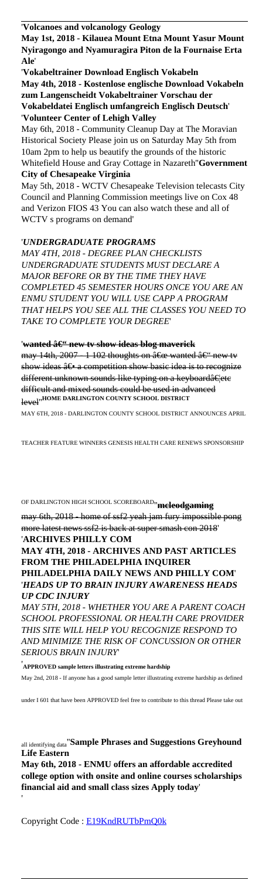'**Volcanoes and volcanology Geology**
**May 1st, 2018 - Kilauea Mount Etna Mount Yasur Mount Nyiragongo and Nyamuragira Piton de la Fournaise Erta Ale**'

'**Vokabeltrainer Download Englisch Vokabeln**
**May 4th, 2018 - Kostenlose englische Download Vokabeln zum Langenscheidt Vokabeltrainer Vorschau der Vokabeldatei Englisch umfangreich Englisch Deutsch**'
'**Volunteer Center of Lehigh Valley**
May 6th, 2018 - Community Cleanup Day at The Moravian Historical Society Please join us on Saturday May 5th from 10am 2pm to help us beautify the grounds of the historic Whitefield House and Gray Cottage in Nazareth''**Government City of Chesapeake Virginia**
May 5th, 2018 - WCTV Chesapeake Television telecasts City Council and Planning Commission meetings live on Cox 48 and Verizon FIOS 43 You can also watch these and all of WCTV s programs on demand'

'***UNDERGRADUATE PROGRAMS***
*MAY 4TH, 2018 - DEGREE PLAN CHECKLISTS UNDERGRADUATE STUDENTS MUST DECLARE A MAJOR BEFORE OR BY THE TIME THEY HAVE COMPLETED 45 SEMESTER HOURS ONCE YOU ARE AN ENMU STUDENT YOU WILL USE CAPP A PROGRAM THAT HELPS YOU SEE ALL THE CLASSES YOU NEED TO TAKE TO COMPLETE YOUR DEGREE*'

'~~**wanted â€" new tv show ideas blog maverick**~~
~~may 14th, 2007 - 1 102 thoughts on â€œ wanted â€" new tv show ideas â€• a competition show basic idea is to recognize different unknown sounds like typing on a keyboardâ€¦etc difficult and mixed sounds could be used in advanced level~~''**HOME DARLINGTON COUNTY SCHOOL DISTRICT**
MAY 6TH, 2018 - DARLINGTON COUNTY SCHOOL DISTRICT ANNOUNCES APRIL TEACHER FEATURE WINNERS GENESIS HEALTH CARE RENEWS SPONSORSHIP OF DARLINGTON HIGH SCHOOL SCOREBOARD''~~**mcleodgaming**~~
~~may 6th, 2018 - home of ssf2 yeah jam fury impossible pong more latest news ssf2 is back at super smash con 2018~~'
'**ARCHIVES PHILLY COM**
**MAY 4TH, 2018 - ARCHIVES AND PAST ARTICLES FROM THE PHILADELPHIA INQUIRER PHILADELPHIA DAILY NEWS AND PHILLY COM**'
'***HEADS UP TO BRAIN INJURY AWARENESS HEADS UP CDC INJURY***
*MAY 5TH, 2018 - WHETHER YOU ARE A PARENT COACH SCHOOL PROFESSIONAL OR HEALTH CARE PROVIDER THIS SITE WILL HELP YOU RECOGNIZE RESPOND TO AND MINIMIZE THE RISK OF CONCUSSION OR OTHER SERIOUS BRAIN INJURY*'

'**APPROVED sample letters illustrating extreme hardship**
May 2nd, 2018 - If anyone has a good sample letter illustrating extreme hardship as defined under I 601 that have been APPROVED feel free to contribute to this thread Please take out all identifying data''**Sample Phrases and Suggestions Greyhound Life Eastern**
**May 6th, 2018 - ENMU offers an affordable accredited college option with onsite and online courses scholarships financial aid and small class sizes Apply today**'
'

Copyright Code : E19KndRUTbPmQ0k